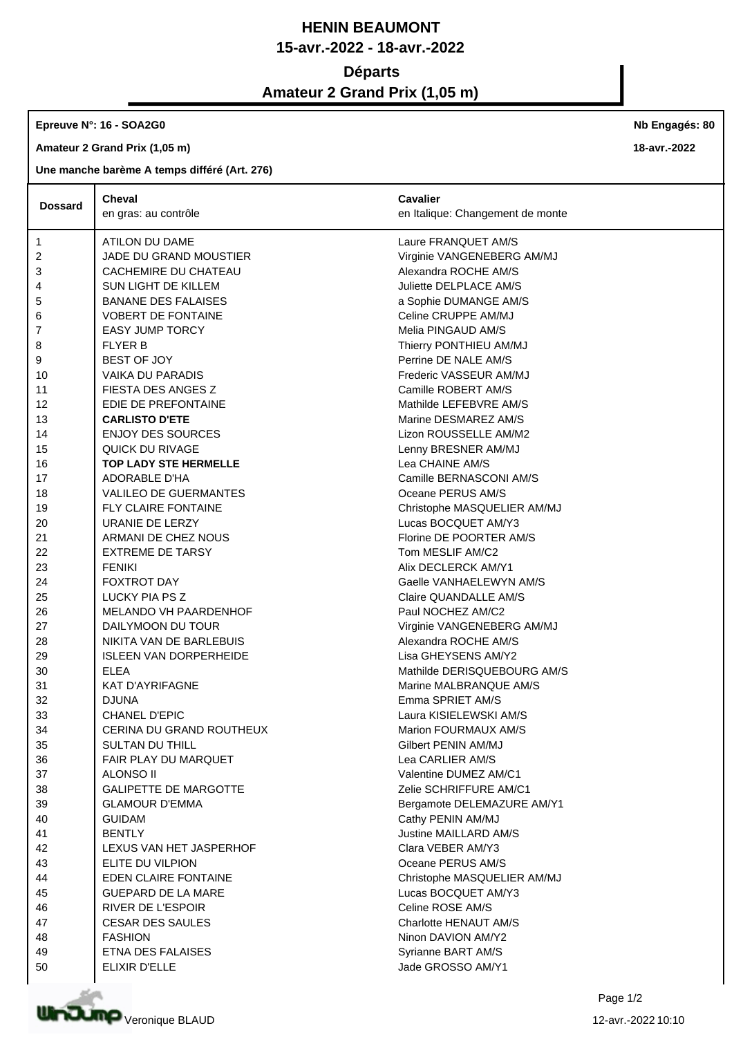# HENIN BEAUMONT

## 15-avr.-2022 - 18-avr.-2022

## Départs

## Amateur 2 Grand Prix (1,05 m)

**Epreuve N°: 16 - SOA2G0** — **Nb Engagés: 80**

**Amateur 2 Grand Prix (1,05 m)** — **18-avr.-2022**

**Une manche barème A temps différé (Art. 276)**

| Dossard | Cheval<br>en gras: au contrôle | Cavalier<br>en Italique: Changement de monte |
|---|---|---|
| 1 | ATILON DU DAME | Laure FRANQUET AM/S |
| 2 | JADE DU GRAND MOUSTIER | Virginie VANGENEBERG AM/MJ |
| 3 | CACHEMIRE DU CHATEAU | Alexandra ROCHE AM/S |
| 4 | SUN LIGHT DE KILLEM | Juliette DELPLACE AM/S |
| 5 | BANANE DES FALAISES | a Sophie DUMANGE AM/S |
| 6 | VOBERT DE FONTAINE | Celine CRUPPE AM/MJ |
| 7 | EASY JUMP TORCY | Melia PINGAUD AM/S |
| 8 | FLYER B | Thierry PONTHIEU AM/MJ |
| 9 | BEST OF JOY | Perrine DE NALE AM/S |
| 10 | VAIKA DU PARADIS | Frederic VASSEUR AM/MJ |
| 11 | FIESTA DES ANGES Z | Camille ROBERT AM/S |
| 12 | EDIE DE PREFONTAINE | Mathilde LEFEBVRE AM/S |
| 13 | **CARLISTO D'ETE** | Marine DESMAREZ AM/S |
| 14 | ENJOY DES SOURCES | Lizon ROUSSELLE AM/M2 |
| 15 | QUICK DU RIVAGE | Lenny BRESNER AM/MJ |
| 16 | **TOP LADY STE HERMELLE** | Lea CHAINE AM/S |
| 17 | ADORABLE D'HA | Camille BERNASCONI AM/S |
| 18 | VALILEO DE GUERMANTES | Oceane PERUS AM/S |
| 19 | FLY CLAIRE FONTAINE | Christophe MASQUELIER AM/MJ |
| 20 | URANIE DE LERZY | Lucas BOCQUET AM/Y3 |
| 21 | ARMANI DE CHEZ NOUS | Florine DE POORTER AM/S |
| 22 | EXTREME DE TARSY | Tom MESLIF AM/C2 |
| 23 | FENIKI | Alix DECLERCK AM/Y1 |
| 24 | FOXTROT DAY | Gaelle VANHAELEWYN AM/S |
| 25 | LUCKY PIA PS Z | Claire QUANDALLE AM/S |
| 26 | MELANDO VH PAARDENHOF | Paul NOCHEZ AM/C2 |
| 27 | DAILYMOON DU TOUR | Virginie VANGENEBERG AM/MJ |
| 28 | NIKITA VAN DE BARLEBUIS | Alexandra ROCHE AM/S |
| 29 | ISLEEN VAN DORPERHEIDE | Lisa GHEYSENS AM/Y2 |
| 30 | ELEA | Mathilde DERISQUEBOURG AM/S |
| 31 | KAT D'AYRIFAGNE | Marine MALBRANQUE AM/S |
| 32 | DJUNA | Emma SPRIET AM/S |
| 33 | CHANEL D'EPIC | Laura KISIELEWSKI AM/S |
| 34 | CERINA DU GRAND ROUTHEUX | Marion FOURMAUX AM/S |
| 35 | SULTAN DU THILL | Gilbert PENIN AM/MJ |
| 36 | FAIR PLAY DU MARQUET | Lea CARLIER AM/S |
| 37 | ALONSO II | Valentine DUMEZ AM/C1 |
| 38 | GALIPETTE DE MARGOTTE | Zelie SCHRIFFURE AM/C1 |
| 39 | GLAMOUR D'EMMA | Bergamote DELEMAZURE AM/Y1 |
| 40 | GUIDAM | Cathy PENIN AM/MJ |
| 41 | BENTLY | Justine MAILLARD AM/S |
| 42 | LEXUS VAN HET JASPERHOF | Clara VEBER AM/Y3 |
| 43 | ELITE DU VILPION | Oceane PERUS AM/S |
| 44 | EDEN CLAIRE FONTAINE | Christophe MASQUELIER AM/MJ |
| 45 | GUEPARD DE LA MARE | Lucas BOCQUET AM/Y3 |
| 46 | RIVER DE L'ESPOIR | Celine ROSE AM/S |
| 47 | CESAR DES SAULES | Charlotte HENAUT AM/S |
| 48 | FASHION | Ninon DAVION AM/Y2 |
| 49 | ETNA DES FALAISES | Syrianne BART AM/S |
| 50 | ELIXIR D'ELLE | Jade GROSSO AM/Y1 |

Veronique BLAUD — 12-avr.-2022 10:10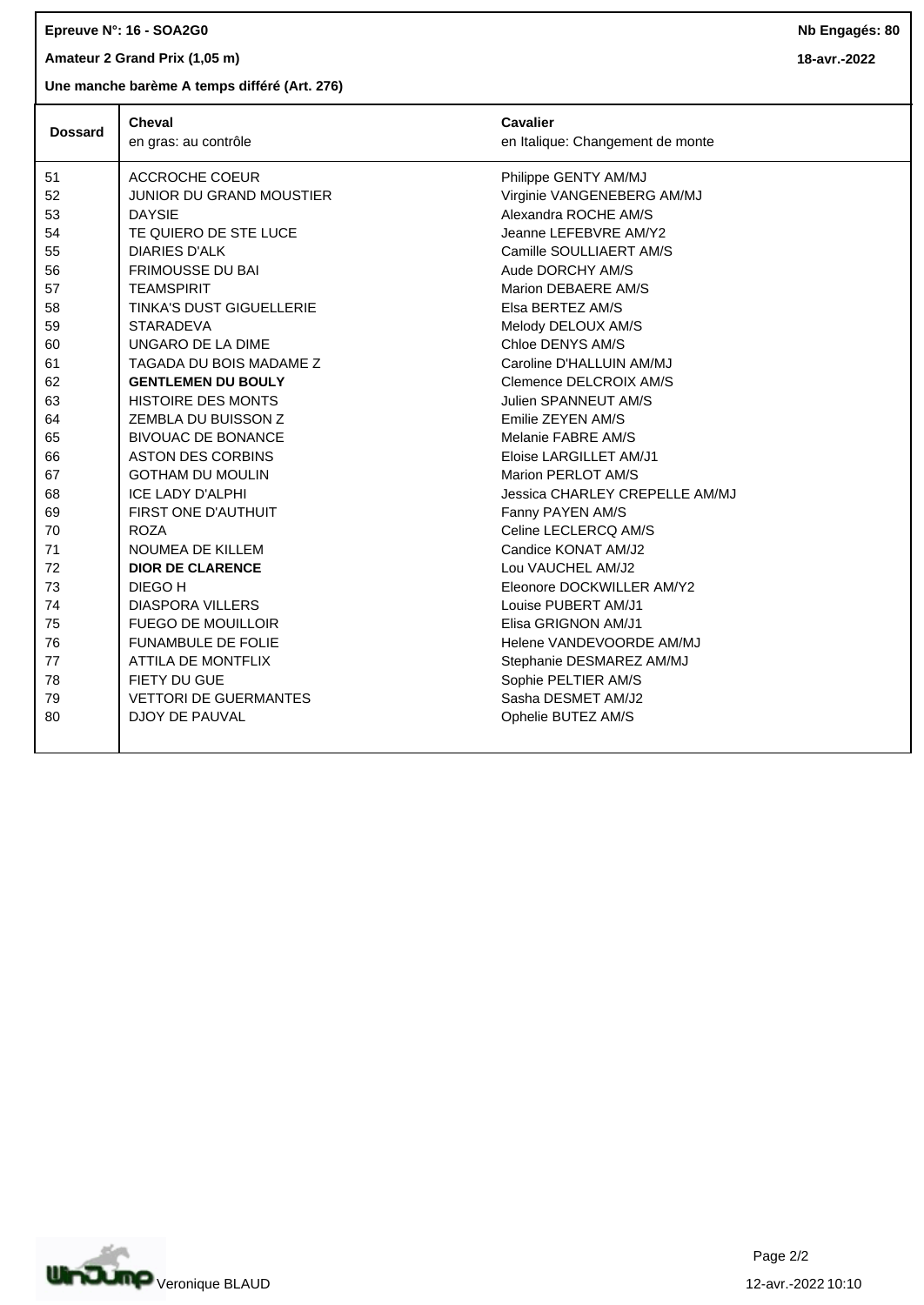**Epreuve N°: 16 - SOA2G0** **Nb Engagés: 80**

**Amateur 2 Grand Prix (1,05 m)** **18-avr.-2022**

**Une manche barème A temps différé (Art. 276)**

| Dossard | Cheval<br>en gras: au contrôle | Cavalier<br>en Italique: Changement de monte |
|---|---|---|
| 51 | ACCROCHE COEUR | Philippe GENTY AM/MJ |
| 52 | JUNIOR DU GRAND MOUSTIER | Virginie VANGENEBERG AM/MJ |
| 53 | DAYSIE | Alexandra ROCHE AM/S |
| 54 | TE QUIERO DE STE LUCE | Jeanne LEFEBVRE AM/Y2 |
| 55 | DIARIES D'ALK | Camille SOULLIAERT AM/S |
| 56 | FRIMOUSSE DU BAI | Aude DORCHY AM/S |
| 57 | TEAMSPIRIT | Marion DEBAERE AM/S |
| 58 | TINKA'S DUST GIGUELLERIE | Elsa BERTEZ AM/S |
| 59 | STARADEVA | Melody DELOUX AM/S |
| 60 | UNGARO DE LA DIME | Chloe DENYS AM/S |
| 61 | TAGADA DU BOIS MADAME Z | Caroline D'HALLUIN AM/MJ |
| 62 | **GENTLEMEN DU BOULY** | Clemence DELCROIX AM/S |
| 63 | HISTOIRE DES MONTS | Julien SPANNEUT AM/S |
| 64 | ZEMBLA DU BUISSON Z | Emilie ZEYEN AM/S |
| 65 | BIVOUAC DE BONANCE | Melanie FABRE AM/S |
| 66 | ASTON DES CORBINS | Eloise LARGILLET AM/J1 |
| 67 | GOTHAM DU MOULIN | Marion PERLOT AM/S |
| 68 | ICE LADY D'ALPHI | Jessica CHARLEY CREPELLE AM/MJ |
| 69 | FIRST ONE D'AUTHUIT | Fanny PAYEN AM/S |
| 70 | ROZA | Celine LECLERCQ AM/S |
| 71 | NOUMEA DE KILLEM | Candice KONAT AM/J2 |
| 72 | **DIOR DE CLARENCE** | Lou VAUCHEL AM/J2 |
| 73 | DIEGO H | Eleonore DOCKWILLER AM/Y2 |
| 74 | DIASPORA VILLERS | Louise PUBERT AM/J1 |
| 75 | FUEGO DE MOUILLOIR | Elisa GRIGNON AM/J1 |
| 76 | FUNAMBULE DE FOLIE | Helene VANDEVOORDE AM/MJ |
| 77 | ATTILA DE MONTFLIX | Stephanie DESMAREZ AM/MJ |
| 78 | FIETY DU GUE | Sophie PELTIER AM/S |
| 79 | VETTORI DE GUERMANTES | Sasha DESMET AM/J2 |
| 80 | DJOY DE PAUVAL | Ophelie BUTEZ AM/S |

Veronique BLAUD

12-avr.-2022 10:10